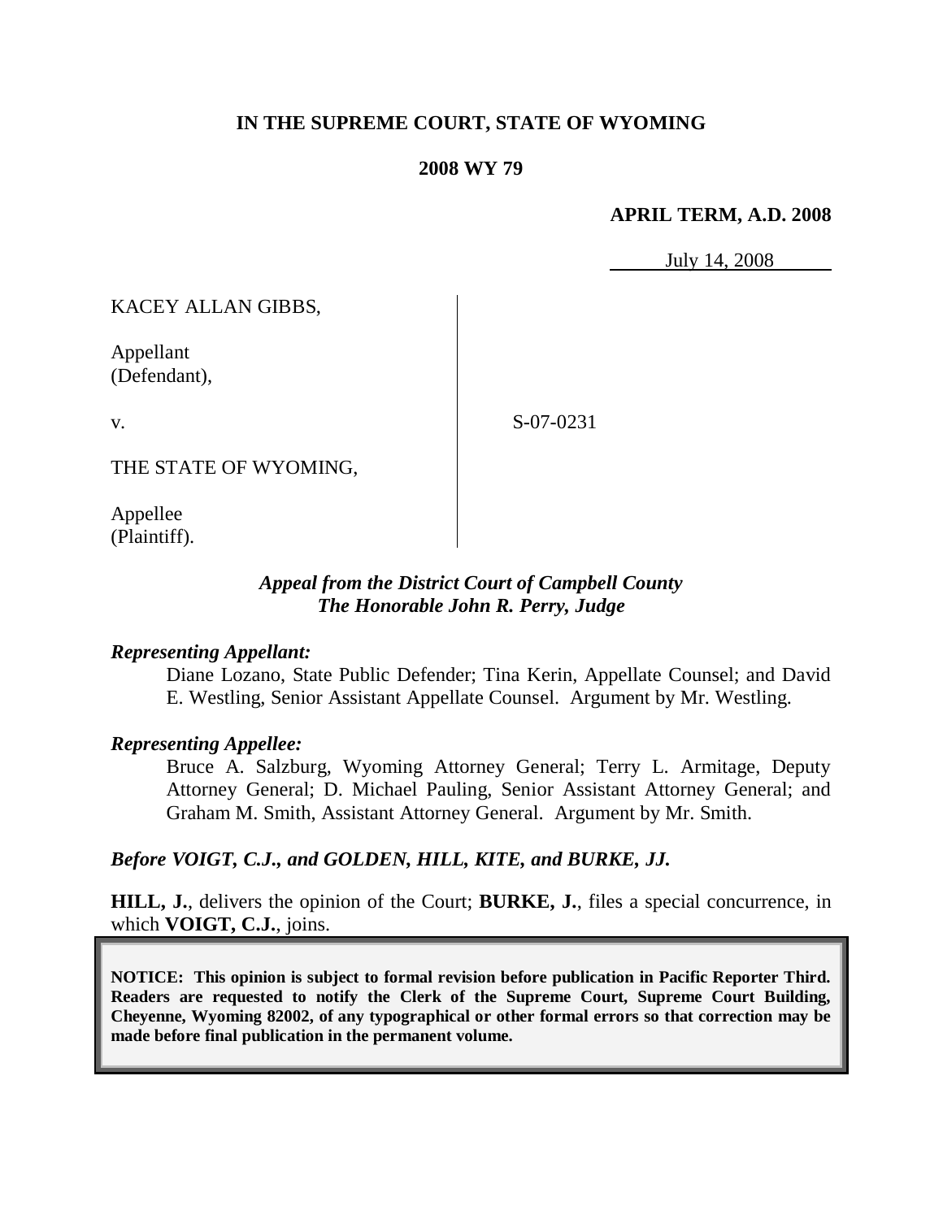**IN THE SUPREME COURT, STATE OF WYOMING**

**2008 WY 79**

**APRIL TERM, A.D. 2008**

July 14, 2008

KACEY ALLAN GIBBS,

Appellant
(Defendant),

v.

S-07-0231

THE STATE OF WYOMING,

Appellee
(Plaintiff).

***Appeal from the District Court of Campbell County***
***The Honorable John R. Perry, Judge***

***Representing Appellant:***

Diane Lozano, State Public Defender; Tina Kerin, Appellate Counsel; and David E. Westling, Senior Assistant Appellate Counsel. Argument by Mr. Westling.

***Representing Appellee:***

Bruce A. Salzburg, Wyoming Attorney General; Terry L. Armitage, Deputy Attorney General; D. Michael Pauling, Senior Assistant Attorney General; and Graham M. Smith, Assistant Attorney General. Argument by Mr. Smith.

***Before VOIGT, C.J., and GOLDEN, HILL, KITE, and BURKE, JJ.***

**HILL, J.**, delivers the opinion of the Court; **BURKE, J.**, files a special concurrence, in which **VOIGT, C.J.**, joins.

**NOTICE: This opinion is subject to formal revision before publication in Pacific Reporter Third. Readers are requested to notify the Clerk of the Supreme Court, Supreme Court Building, Cheyenne, Wyoming 82002, of any typographical or other formal errors so that correction may be made before final publication in the permanent volume.**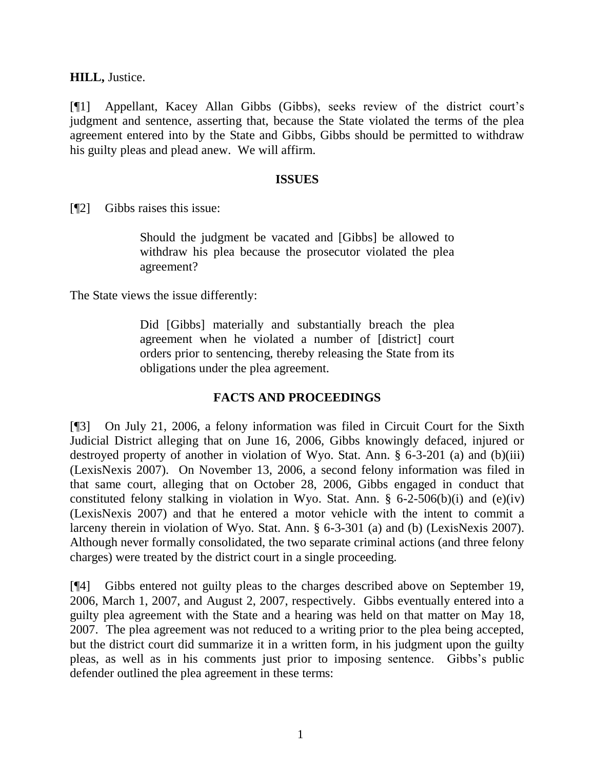**HILL,** Justice.

[¶1] Appellant, Kacey Allan Gibbs (Gibbs), seeks review of the district court's judgment and sentence, asserting that, because the State violated the terms of the plea agreement entered into by the State and Gibbs, Gibbs should be permitted to withdraw his guilty pleas and plead anew. We will affirm.

## ISSUES

[¶2] Gibbs raises this issue:

> Should the judgment be vacated and [Gibbs] be allowed to withdraw his plea because the prosecutor violated the plea agreement?

The State views the issue differently:

> Did [Gibbs] materially and substantially breach the plea agreement when he violated a number of [district] court orders prior to sentencing, thereby releasing the State from its obligations under the plea agreement.

## FACTS AND PROCEEDINGS

[¶3] On July 21, 2006, a felony information was filed in Circuit Court for the Sixth Judicial District alleging that on June 16, 2006, Gibbs knowingly defaced, injured or destroyed property of another in violation of Wyo. Stat. Ann. § 6-3-201 (a) and (b)(iii) (LexisNexis 2007). On November 13, 2006, a second felony information was filed in that same court, alleging that on October 28, 2006, Gibbs engaged in conduct that constituted felony stalking in violation in Wyo. Stat. Ann. § 6-2-506(b)(i) and (e)(iv) (LexisNexis 2007) and that he entered a motor vehicle with the intent to commit a larceny therein in violation of Wyo. Stat. Ann. § 6-3-301 (a) and (b) (LexisNexis 2007). Although never formally consolidated, the two separate criminal actions (and three felony charges) were treated by the district court in a single proceeding.

[¶4] Gibbs entered not guilty pleas to the charges described above on September 19, 2006, March 1, 2007, and August 2, 2007, respectively. Gibbs eventually entered into a guilty plea agreement with the State and a hearing was held on that matter on May 18, 2007. The plea agreement was not reduced to a writing prior to the plea being accepted, but the district court did summarize it in a written form, in his judgment upon the guilty pleas, as well as in his comments just prior to imposing sentence. Gibbs's public defender outlined the plea agreement in these terms: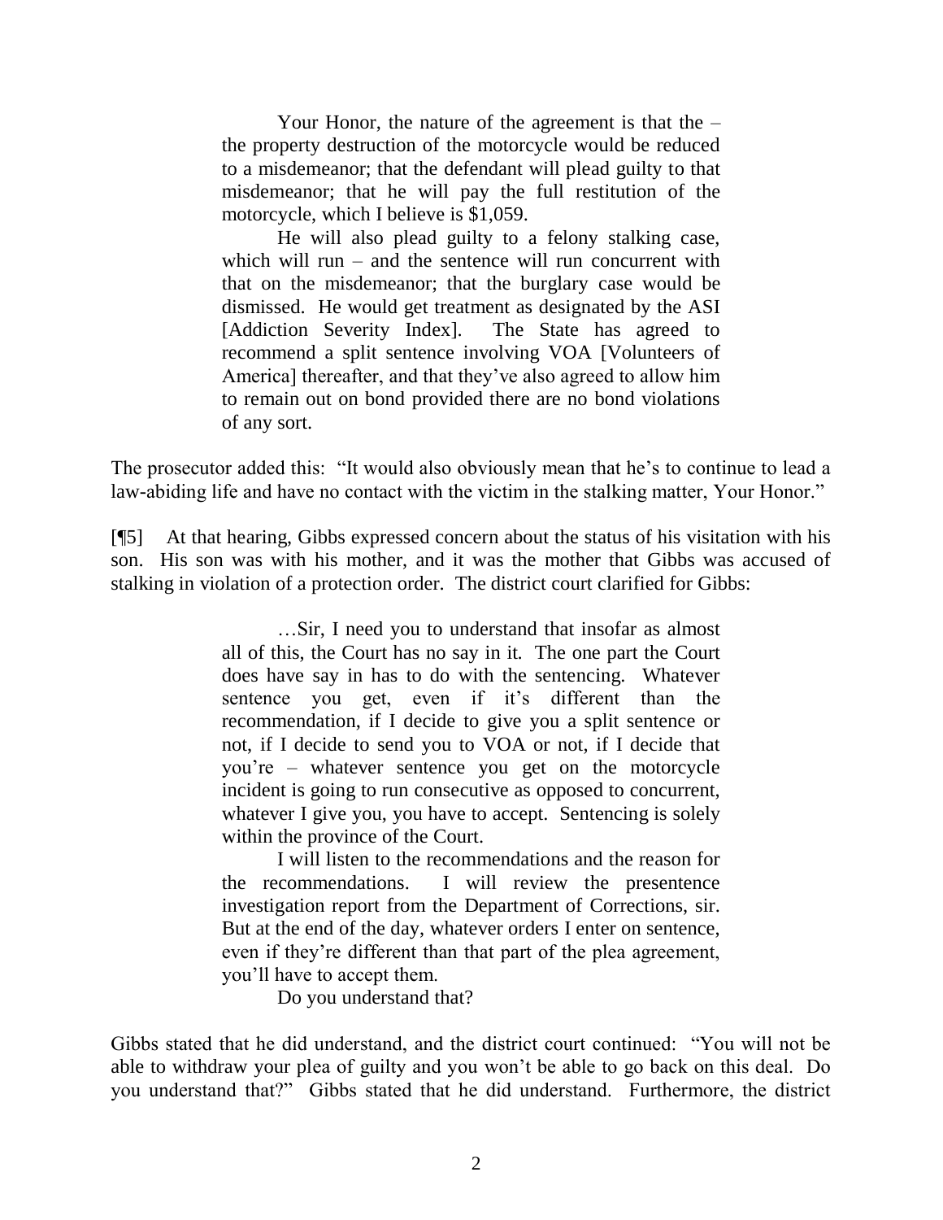> Your Honor, the nature of the agreement is that the – the property destruction of the motorcycle would be reduced to a misdemeanor; that the defendant will plead guilty to that misdemeanor; that he will pay the full restitution of the motorcycle, which I believe is $1,059.
>
> He will also plead guilty to a felony stalking case, which will run – and the sentence will run concurrent with that on the misdemeanor; that the burglary case would be dismissed. He would get treatment as designated by the ASI [Addiction Severity Index]. The State has agreed to recommend a split sentence involving VOA [Volunteers of America] thereafter, and that they've also agreed to allow him to remain out on bond provided there are no bond violations of any sort.

The prosecutor added this: "It would also obviously mean that he's to continue to lead a law-abiding life and have no contact with the victim in the stalking matter, Your Honor."

[¶5] At that hearing, Gibbs expressed concern about the status of his visitation with his son. His son was with his mother, and it was the mother that Gibbs was accused of stalking in violation of a protection order. The district court clarified for Gibbs:

> …Sir, I need you to understand that insofar as almost all of this, the Court has no say in it. The one part the Court does have say in has to do with the sentencing. Whatever sentence you get, even if it's different than the recommendation, if I decide to give you a split sentence or not, if I decide to send you to VOA or not, if I decide that you're – whatever sentence you get on the motorcycle incident is going to run consecutive as opposed to concurrent, whatever I give you, you have to accept. Sentencing is solely within the province of the Court.
>
> I will listen to the recommendations and the reason for the recommendations. I will review the presentence investigation report from the Department of Corrections, sir. But at the end of the day, whatever orders I enter on sentence, even if they're different than that part of the plea agreement, you'll have to accept them.
>
> Do you understand that?

Gibbs stated that he did understand, and the district court continued: "You will not be able to withdraw your plea of guilty and you won't be able to go back on this deal. Do you understand that?" Gibbs stated that he did understand. Furthermore, the district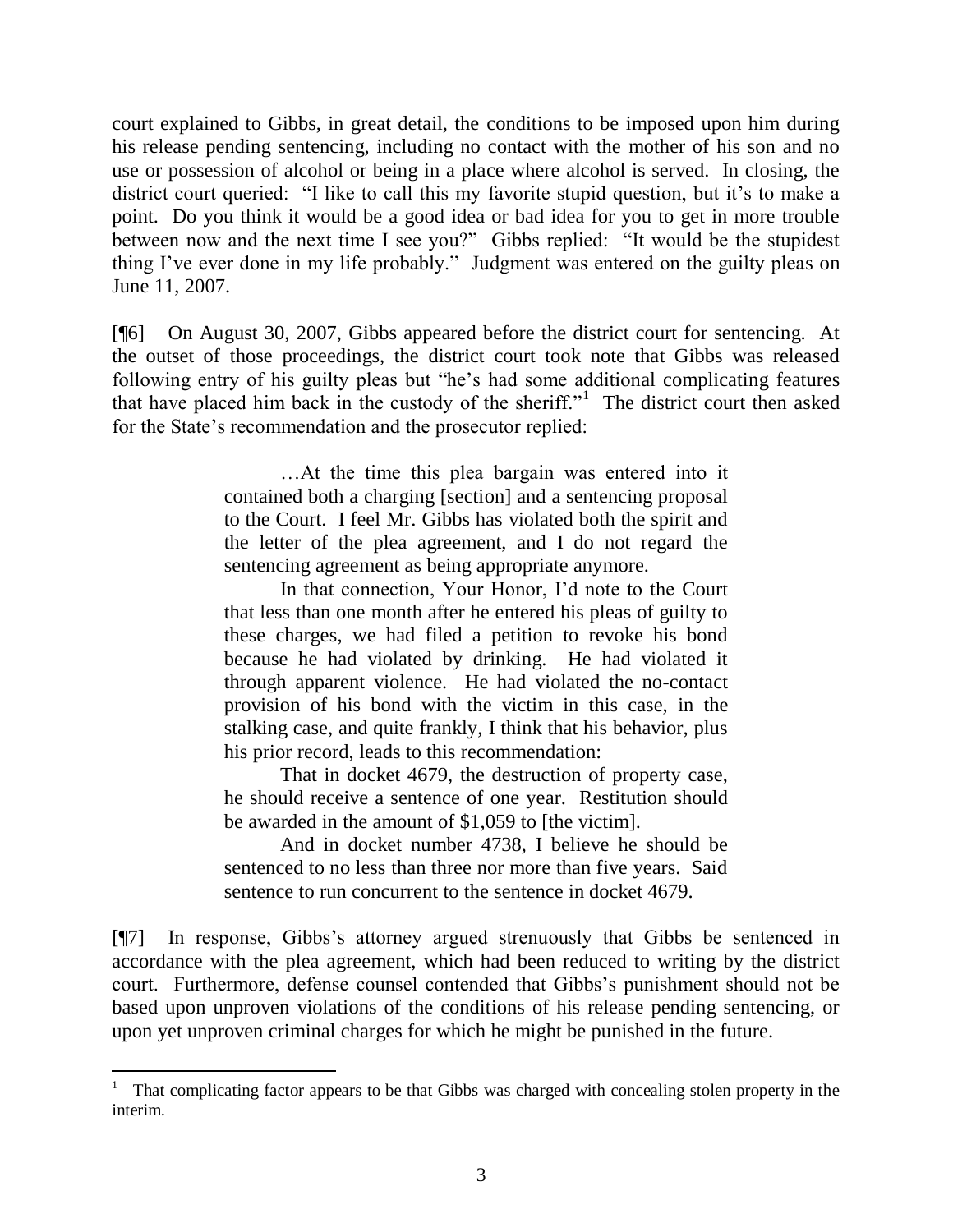court explained to Gibbs, in great detail, the conditions to be imposed upon him during his release pending sentencing, including no contact with the mother of his son and no use or possession of alcohol or being in a place where alcohol is served. In closing, the district court queried: "I like to call this my favorite stupid question, but it's to make a point. Do you think it would be a good idea or bad idea for you to get in more trouble between now and the next time I see you?" Gibbs replied: "It would be the stupidest thing I've ever done in my life probably." Judgment was entered on the guilty pleas on June 11, 2007.

[¶6] On August 30, 2007, Gibbs appeared before the district court for sentencing. At the outset of those proceedings, the district court took note that Gibbs was released following entry of his guilty pleas but "he's had some additional complicating features that have placed him back in the custody of the sheriff."[1] The district court then asked for the State's recommendation and the prosecutor replied:

> …At the time this plea bargain was entered into it contained both a charging [section] and a sentencing proposal to the Court. I feel Mr. Gibbs has violated both the spirit and the letter of the plea agreement, and I do not regard the sentencing agreement as being appropriate anymore.
>
> In that connection, Your Honor, I'd note to the Court that less than one month after he entered his pleas of guilty to these charges, we had filed a petition to revoke his bond because he had violated by drinking. He had violated it through apparent violence. He had violated the no-contact provision of his bond with the victim in this case, in the stalking case, and quite frankly, I think that his behavior, plus his prior record, leads to this recommendation:
>
> That in docket 4679, the destruction of property case, he should receive a sentence of one year. Restitution should be awarded in the amount of $1,059 to [the victim].
>
> And in docket number 4738, I believe he should be sentenced to no less than three nor more than five years. Said sentence to run concurrent to the sentence in docket 4679.

[¶7] In response, Gibbs's attorney argued strenuously that Gibbs be sentenced in accordance with the plea agreement, which had been reduced to writing by the district court. Furthermore, defense counsel contended that Gibbs's punishment should not be based upon unproven violations of the conditions of his release pending sentencing, or upon yet unproven criminal charges for which he might be punished in the future.

---

[1] That complicating factor appears to be that Gibbs was charged with concealing stolen property in the interim.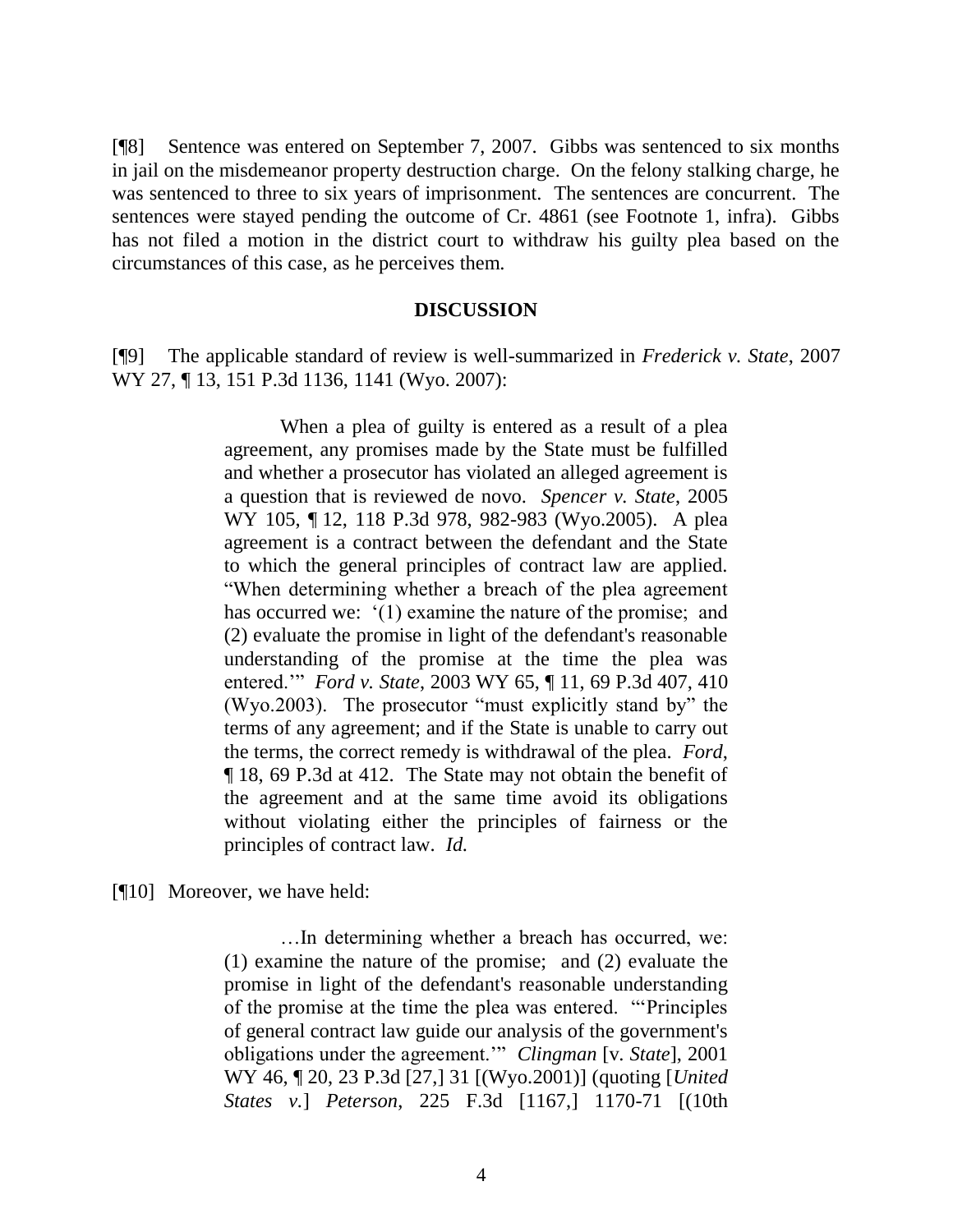[¶8] Sentence was entered on September 7, 2007. Gibbs was sentenced to six months in jail on the misdemeanor property destruction charge. On the felony stalking charge, he was sentenced to three to six years of imprisonment. The sentences are concurrent. The sentences were stayed pending the outcome of Cr. 4861 (see Footnote 1, infra). Gibbs has not filed a motion in the district court to withdraw his guilty plea based on the circumstances of this case, as he perceives them.

## DISCUSSION

[¶9] The applicable standard of review is well-summarized in *Frederick v. State*, 2007 WY 27, ¶ 13, 151 P.3d 1136, 1141 (Wyo. 2007):

> When a plea of guilty is entered as a result of a plea agreement, any promises made by the State must be fulfilled and whether a prosecutor has violated an alleged agreement is a question that is reviewed de novo. *Spencer v. State*, 2005 WY 105, ¶ 12, 118 P.3d 978, 982-983 (Wyo.2005). A plea agreement is a contract between the defendant and the State to which the general principles of contract law are applied. "When determining whether a breach of the plea agreement has occurred we: '(1) examine the nature of the promise; and (2) evaluate the promise in light of the defendant's reasonable understanding of the promise at the time the plea was entered.'" *Ford v. State*, 2003 WY 65, ¶ 11, 69 P.3d 407, 410 (Wyo.2003). The prosecutor "must explicitly stand by" the terms of any agreement; and if the State is unable to carry out the terms, the correct remedy is withdrawal of the plea. *Ford*, ¶ 18, 69 P.3d at 412. The State may not obtain the benefit of the agreement and at the same time avoid its obligations without violating either the principles of fairness or the principles of contract law. *Id.*

[¶10] Moreover, we have held:

> …In determining whether a breach has occurred, we: (1) examine the nature of the promise; and (2) evaluate the promise in light of the defendant's reasonable understanding of the promise at the time the plea was entered. "'Principles of general contract law guide our analysis of the government's obligations under the agreement.'" *Clingman* [v. *State*], 2001 WY 46, ¶ 20, 23 P.3d [27,] 31 [(Wyo.2001)] (quoting [*United States v.*] *Peterson*, 225 F.3d [1167,] 1170-71 [(10th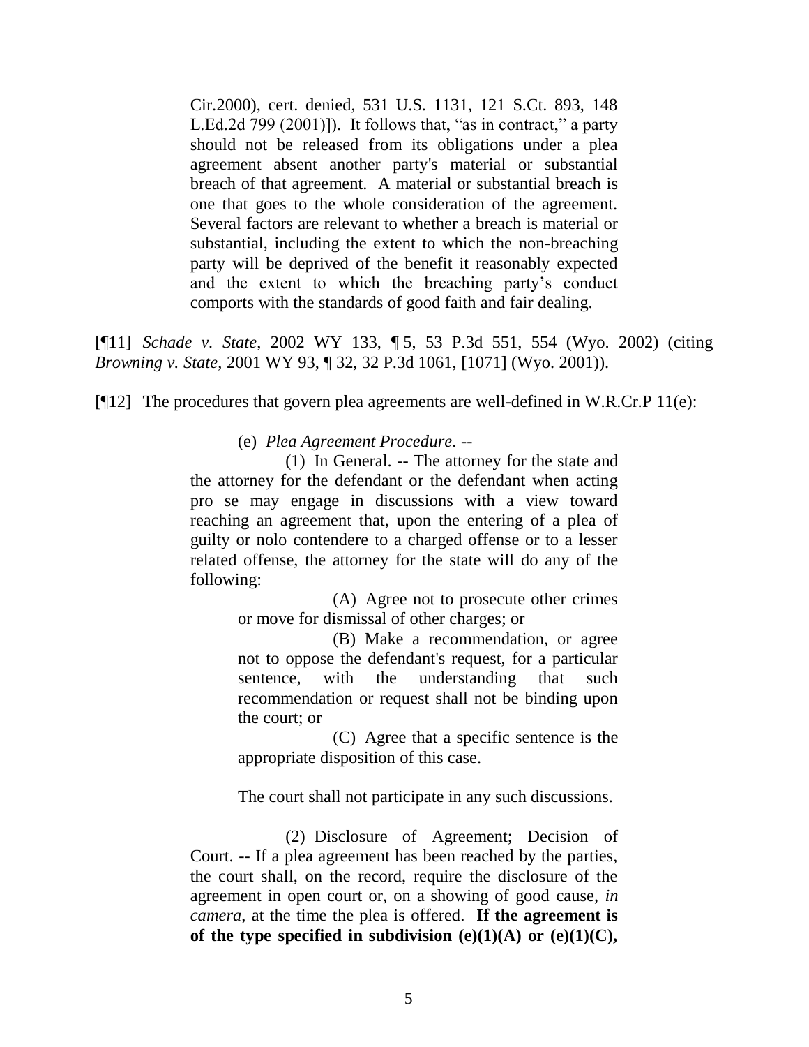> Cir.2000), cert. denied, 531 U.S. 1131, 121 S.Ct. 893, 148 L.Ed.2d 799 (2001)]). It follows that, "as in contract," a party should not be released from its obligations under a plea agreement absent another party's material or substantial breach of that agreement. A material or substantial breach is one that goes to the whole consideration of the agreement. Several factors are relevant to whether a breach is material or substantial, including the extent to which the non-breaching party will be deprived of the benefit it reasonably expected and the extent to which the breaching party's conduct comports with the standards of good faith and fair dealing.

[¶11] *Schade v. State*, 2002 WY 133, ¶ 5, 53 P.3d 551, 554 (Wyo. 2002) (citing *Browning v. State*, 2001 WY 93, ¶ 32, 32 P.3d 1061, [1071] (Wyo. 2001)).

[¶12] The procedures that govern plea agreements are well-defined in W.R.Cr.P 11(e):

> (e) *Plea Agreement Procedure*. --
>
> (1) In General. -- The attorney for the state and the attorney for the defendant or the defendant when acting pro se may engage in discussions with a view toward reaching an agreement that, upon the entering of a plea of guilty or nolo contendere to a charged offense or to a lesser related offense, the attorney for the state will do any of the following:
>
> (A) Agree not to prosecute other crimes or move for dismissal of other charges; or
>
> (B) Make a recommendation, or agree not to oppose the defendant's request, for a particular sentence, with the understanding that such recommendation or request shall not be binding upon the court; or
>
> (C) Agree that a specific sentence is the appropriate disposition of this case.
>
> The court shall not participate in any such discussions.
>
> (2) Disclosure of Agreement; Decision of Court. -- If a plea agreement has been reached by the parties, the court shall, on the record, require the disclosure of the agreement in open court or, on a showing of good cause, *in camera*, at the time the plea is offered. **If the agreement is of the type specified in subdivision (e)(1)(A) or (e)(1)(C),**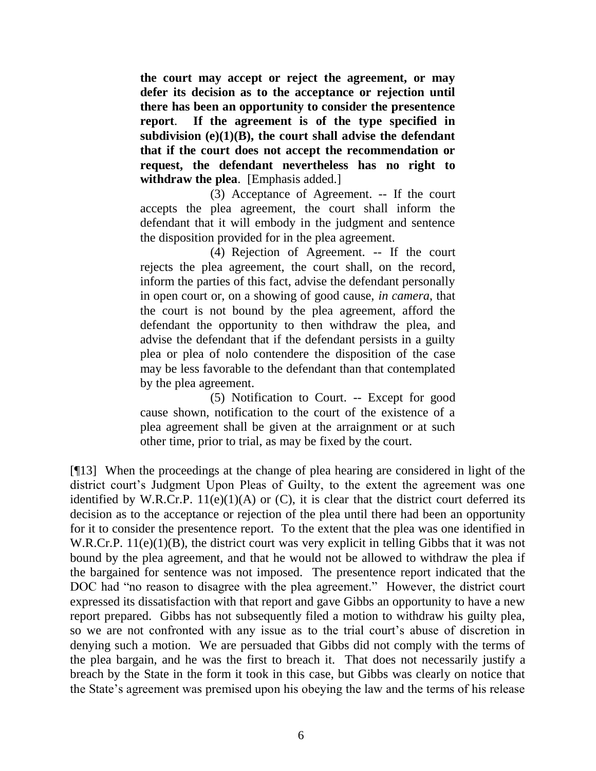> **the court may accept or reject the agreement, or may defer its decision as to the acceptance or rejection until there has been an opportunity to consider the presentence report**. **If the agreement is of the type specified in subdivision (e)(1)(B), the court shall advise the defendant that if the court does not accept the recommendation or request, the defendant nevertheless has no right to withdraw the plea**. [Emphasis added.]
>
> (3) Acceptance of Agreement. -- If the court accepts the plea agreement, the court shall inform the defendant that it will embody in the judgment and sentence the disposition provided for in the plea agreement.
>
> (4) Rejection of Agreement. -- If the court rejects the plea agreement, the court shall, on the record, inform the parties of this fact, advise the defendant personally in open court or, on a showing of good cause, *in camera*, that the court is not bound by the plea agreement, afford the defendant the opportunity to then withdraw the plea, and advise the defendant that if the defendant persists in a guilty plea or plea of nolo contendere the disposition of the case may be less favorable to the defendant than that contemplated by the plea agreement.
>
> (5) Notification to Court. -- Except for good cause shown, notification to the court of the existence of a plea agreement shall be given at the arraignment or at such other time, prior to trial, as may be fixed by the court.

[¶13] When the proceedings at the change of plea hearing are considered in light of the district court's Judgment Upon Pleas of Guilty, to the extent the agreement was one identified by W.R.Cr.P. 11(e)(1)(A) or (C), it is clear that the district court deferred its decision as to the acceptance or rejection of the plea until there had been an opportunity for it to consider the presentence report. To the extent that the plea was one identified in W.R.Cr.P. 11(e)(1)(B), the district court was very explicit in telling Gibbs that it was not bound by the plea agreement, and that he would not be allowed to withdraw the plea if the bargained for sentence was not imposed. The presentence report indicated that the DOC had "no reason to disagree with the plea agreement." However, the district court expressed its dissatisfaction with that report and gave Gibbs an opportunity to have a new report prepared. Gibbs has not subsequently filed a motion to withdraw his guilty plea, so we are not confronted with any issue as to the trial court's abuse of discretion in denying such a motion. We are persuaded that Gibbs did not comply with the terms of the plea bargain, and he was the first to breach it. That does not necessarily justify a breach by the State in the form it took in this case, but Gibbs was clearly on notice that the State's agreement was premised upon his obeying the law and the terms of his release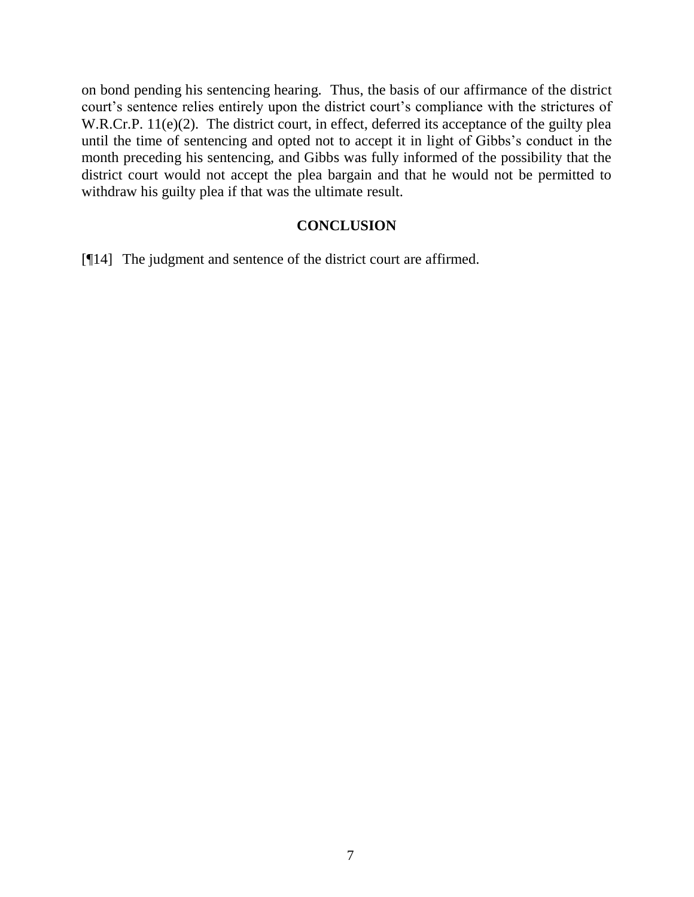on bond pending his sentencing hearing. Thus, the basis of our affirmance of the district court's sentence relies entirely upon the district court's compliance with the strictures of W.R.Cr.P. 11(e)(2). The district court, in effect, deferred its acceptance of the guilty plea until the time of sentencing and opted not to accept it in light of Gibbs's conduct in the month preceding his sentencing, and Gibbs was fully informed of the possibility that the district court would not accept the plea bargain and that he would not be permitted to withdraw his guilty plea if that was the ultimate result.

## CONCLUSION

[¶14] The judgment and sentence of the district court are affirmed.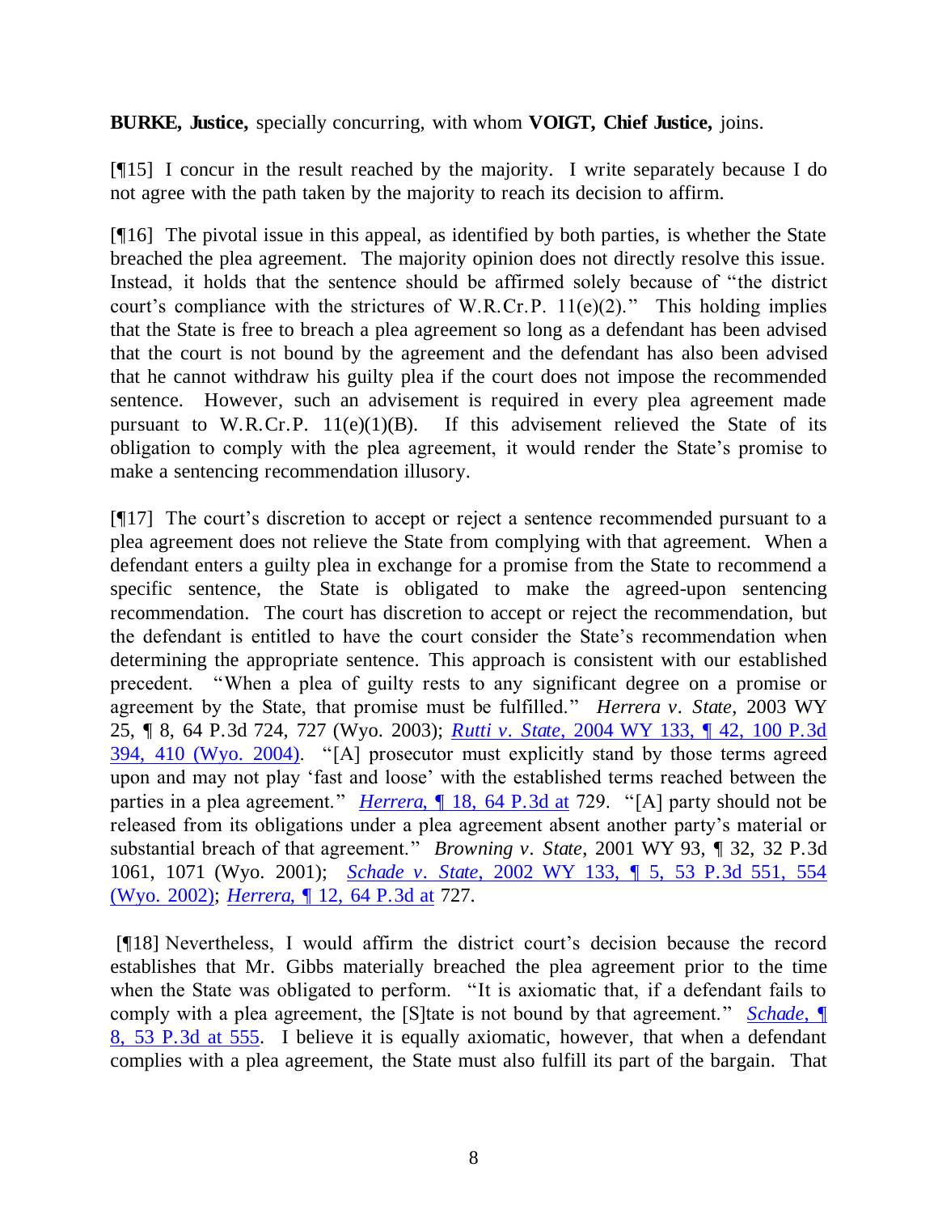**BURKE, Justice,** specially concurring, with whom **VOIGT, Chief Justice,** joins.

[¶15] I concur in the result reached by the majority. I write separately because I do not agree with the path taken by the majority to reach its decision to affirm.

[¶16] The pivotal issue in this appeal, as identified by both parties, is whether the State breached the plea agreement. The majority opinion does not directly resolve this issue. Instead, it holds that the sentence should be affirmed solely because of "the district court's compliance with the strictures of W.R.Cr.P. 11(e)(2)." This holding implies that the State is free to breach a plea agreement so long as a defendant has been advised that the court is not bound by the agreement and the defendant has also been advised that he cannot withdraw his guilty plea if the court does not impose the recommended sentence. However, such an advisement is required in every plea agreement made pursuant to W.R.Cr.P. 11(e)(1)(B). If this advisement relieved the State of its obligation to comply with the plea agreement, it would render the State's promise to make a sentencing recommendation illusory.

[¶17] The court's discretion to accept or reject a sentence recommended pursuant to a plea agreement does not relieve the State from complying with that agreement. When a defendant enters a guilty plea in exchange for a promise from the State to recommend a specific sentence, the State is obligated to make the agreed-upon sentencing recommendation. The court has discretion to accept or reject the recommendation, but the defendant is entitled to have the court consider the State's recommendation when determining the appropriate sentence. This approach is consistent with our established precedent. "When a plea of guilty rests to any significant degree on a promise or agreement by the State, that promise must be fulfilled." *Herrera v. State*, 2003 WY 25, ¶ 8, 64 P.3d 724, 727 (Wyo. 2003); *Rutti v. State*, 2004 WY 133, ¶ 42, 100 P.3d 394, 410 (Wyo. 2004). "[A] prosecutor must explicitly stand by those terms agreed upon and may not play 'fast and loose' with the established terms reached between the parties in a plea agreement." *Herrera*, ¶ 18, 64 P.3d at 729. "[A] party should not be released from its obligations under a plea agreement absent another party's material or substantial breach of that agreement." *Browning v. State*, 2001 WY 93, ¶ 32, 32 P.3d 1061, 1071 (Wyo. 2001); *Schade v. State*, 2002 WY 133, ¶ 5, 53 P.3d 551, 554 (Wyo. 2002); *Herrera*, ¶ 12, 64 P.3d at 727.

[¶18] Nevertheless, I would affirm the district court's decision because the record establishes that Mr. Gibbs materially breached the plea agreement prior to the time when the State was obligated to perform. "It is axiomatic that, if a defendant fails to comply with a plea agreement, the [S]tate is not bound by that agreement." *Schade*, ¶ 8, 53 P.3d at 555. I believe it is equally axiomatic, however, that when a defendant complies with a plea agreement, the State must also fulfill its part of the bargain. That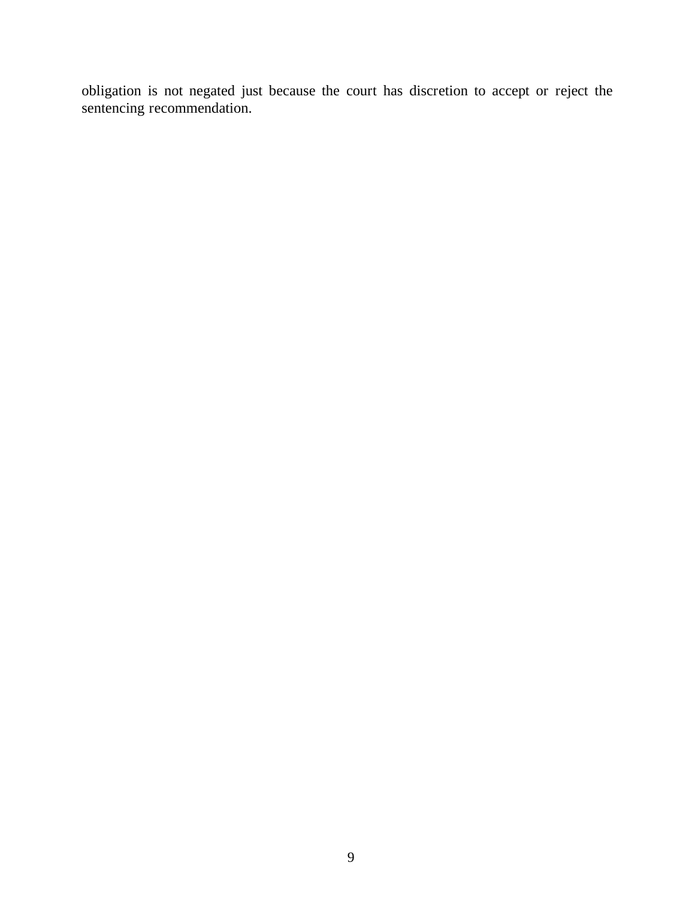obligation is not negated just because the court has discretion to accept or reject the sentencing recommendation.